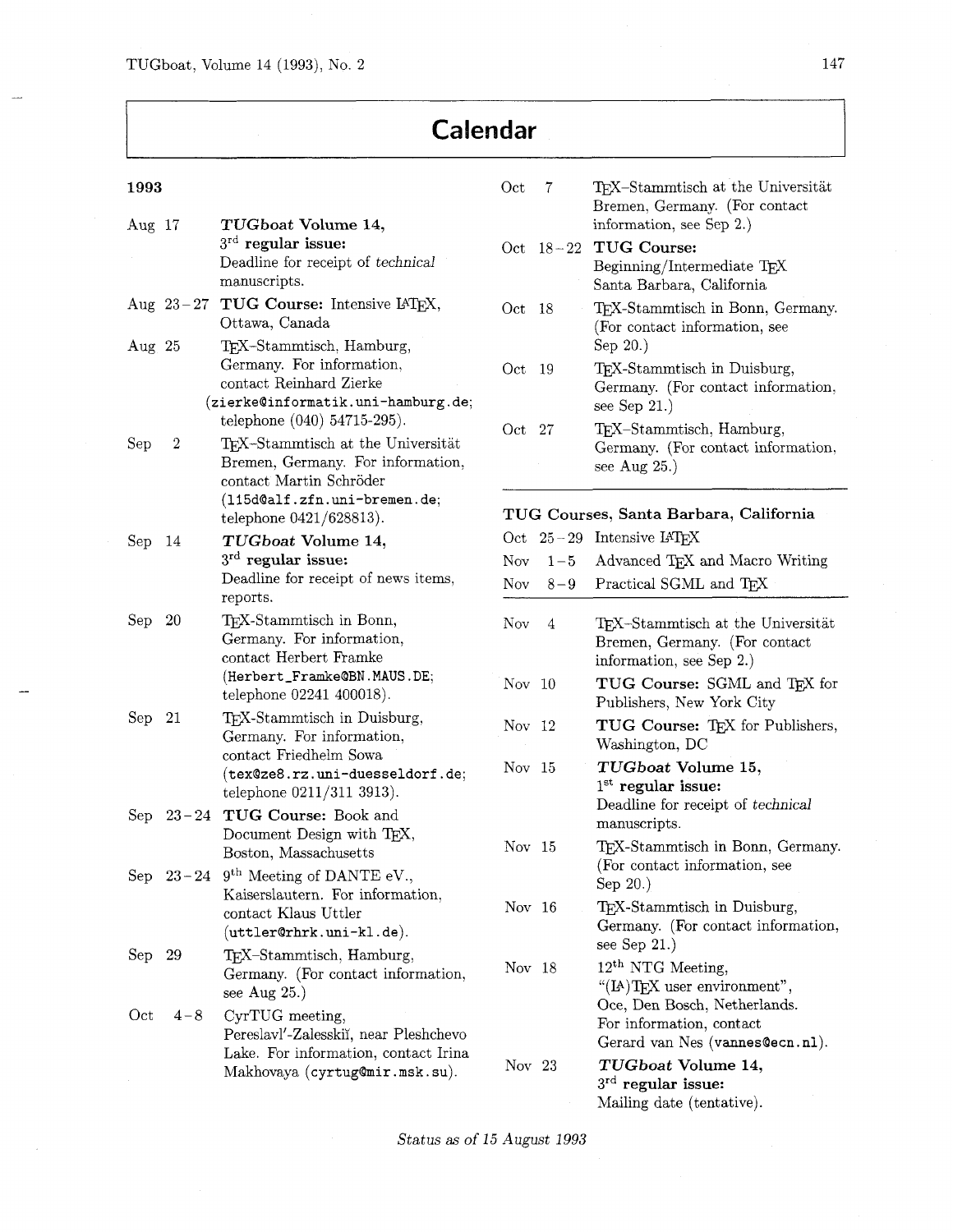# Calendar

**1993**

| | |
|---|---|
| Aug 17 | ***TUGboat* Volume 14, 3rd regular issue:** Deadline for receipt of *technical* manuscripts. |
| Aug 23–27 | **TUG Course:** Intensive LaTeX, Ottawa, Canada |
| Aug 25 | TeX-Stammtisch, Hamburg, Germany. For information, contact Reinhard Zierke (`zierke@informatik.uni-hamburg.de`; telephone (040) 54715-295). |
| Sep 2 | TeX-Stammtisch at the Universität Bremen, Germany. For information, contact Martin Schröder (`115d@alf.zfn.uni-bremen.de`; telephone 0421/628813). |
| Sep 14 | ***TUGboat* Volume 14, 3rd regular issue:** Deadline for receipt of news items, reports. |
| Sep 20 | TeX-Stammtisch in Bonn, Germany. For information, contact Herbert Framke (`Herbert_Framke@BN.MAUS.DE`; telephone 02241 400018). |
| Sep 21 | TeX-Stammtisch in Duisburg, Germany. For information, contact Friedhelm Sowa (`tex@ze8.rz.uni-duesseldorf.de`; telephone 0211/311 3913). |
| Sep 23–24 | **TUG Course:** Book and Document Design with TeX, Boston, Massachusetts |
| Sep 23–24 | 9th Meeting of DANTE eV., Kaiserslautern. For information, contact Klaus Uttler (`uttler@rhrk.uni-kl.de`). |
| Sep 29 | TeX-Stammtisch, Hamburg, Germany. (For contact information, see Aug 25.) |
| Oct 4–8 | CyrTUG meeting, Pereslavl'-Zalesskiĭ, near Pleshchevo Lake. For information, contact Irina Makhovaya (`cyrtug@mir.msk.su`). |
| Oct 7 | TeX-Stammtisch at the Universität Bremen, Germany. (For contact information, see Sep 2.) |
| Oct 18–22 | **TUG Course:** Beginning/Intermediate TeX Santa Barbara, California |
| Oct 18 | TeX-Stammtisch in Bonn, Germany. (For contact information, see Sep 20.) |
| Oct 19 | TeX-Stammtisch in Duisburg, Germany. (For contact information, see Sep 21.) |
| Oct 27 | TeX-Stammtisch, Hamburg, Germany. (For contact information, see Aug 25.) |

**TUG Courses, Santa Barbara, California**

| | |
|---|---|
| Oct 25–29 | Intensive LaTeX |
| Nov 1–5 | Advanced TeX and Macro Writing |
| Nov 8–9 | Practical SGML and TeX |

| | |
|---|---|
| Nov 4 | TeX-Stammtisch at the Universität Bremen, Germany. (For contact information, see Sep 2.) |
| Nov 10 | **TUG Course:** SGML and TeX for Publishers, New York City |
| Nov 12 | **TUG Course:** TeX for Publishers, Washington, DC |
| Nov 15 | ***TUGboat* Volume 15, 1st regular issue:** Deadline for receipt of *technical* manuscripts. |
| Nov 15 | TeX-Stammtisch in Bonn, Germany. (For contact information, see Sep 20.) |
| Nov 16 | TeX-Stammtisch in Duisburg, Germany. (For contact information, see Sep 21.) |
| Nov 18 | 12th NTG Meeting, "(LA)TeX user environment", Oce, Den Bosch, Netherlands. For information, contact Gerard van Nes (`vannes@ecn.nl`). |
| Nov 23 | ***TUGboat* Volume 14, 3rd regular issue:** Mailing date (tentative). |

*Status as of 15 August 1993*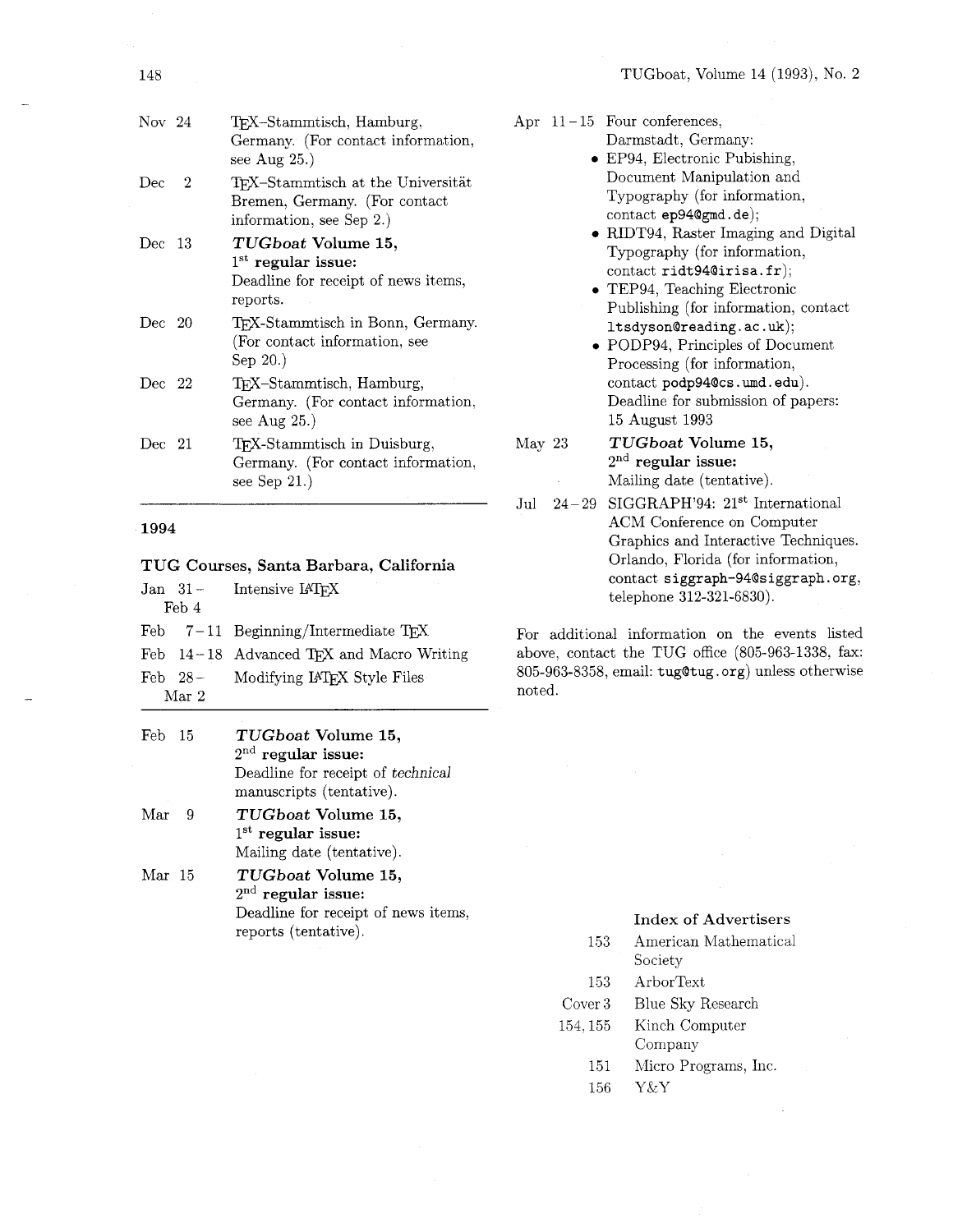Nov 24 TEX–Stammtisch, Hamburg, Germany. (For contact information, see Aug 25.)

Dec 2 TEX–Stammtisch at the Universität Bremen, Germany. (For contact information, see Sep 2.)

Dec 13 ***TUGboat* Volume 15, 1st regular issue:** Deadline for receipt of news items, reports.

Dec 20 TEX–Stammtisch in Bonn, Germany. (For contact information, see Sep 20.)

Dec 22 TEX–Stammtisch, Hamburg, Germany. (For contact information, see Aug 25.)

Dec 21 TEX–Stammtisch in Duisburg, Germany. (For contact information, see Sep 21.)

## 1994

### TUG Courses, Santa Barbara, California

Jan 31 – Feb 4 Intensive LATEX

Feb 7 – 11 Beginning/Intermediate TEX

Feb 14 – 18 Advanced TEX and Macro Writing

Feb 28 – Mar 2 Modifying LATEX Style Files

---

Feb 15 ***TUGboat* Volume 15, 2nd regular issue:** Deadline for receipt of *technical* manuscripts (tentative).

Mar 9 ***TUGboat* Volume 15, 1st regular issue:** Mailing date (tentative).

Mar 15 ***TUGboat* Volume 15, 2nd regular issue:** Deadline for receipt of news items, reports (tentative).

Apr 11 – 15 Four conferences, Darmstadt, Germany:

- EP94, Electronic Pubishing, Document Manipulation and Typography (for information, contact `ep94@gmd.de`);
- RIDT94, Raster Imaging and Digital Typography (for information, contact `ridt94@irisa.fr`);
- TEP94, Teaching Electronic Publishing (for information, contact `ltsdyson@reading.ac.uk`);
- PODP94, Principles of Document Processing (for information, contact `podp94@cs.umd.edu`).

Deadline for submission of papers: 15 August 1993

May 23 ***TUGboat* Volume 15, 2nd regular issue:** Mailing date (tentative).

Jul 24 – 29 SIGGRAPH'94: 21st International ACM Conference on Computer Graphics and Interactive Techniques. Orlando, Florida (for information, contact `siggraph-94@siggraph.org`, telephone 312-321-6830).

For additional information on the events listed above, contact the TUG office (805-963-1338, fax: 805-963-8358, email: `tug@tug.org`) unless otherwise noted.

### Index of Advertisers

| | |
|---|---|
| 153 | American Mathematical Society |
| 153 | ArborText |
| Cover 3 | Blue Sky Research |
| 154, 155 | Kinch Computer Company |
| 151 | Micro Programs, Inc. |
| 156 | Y&Y |